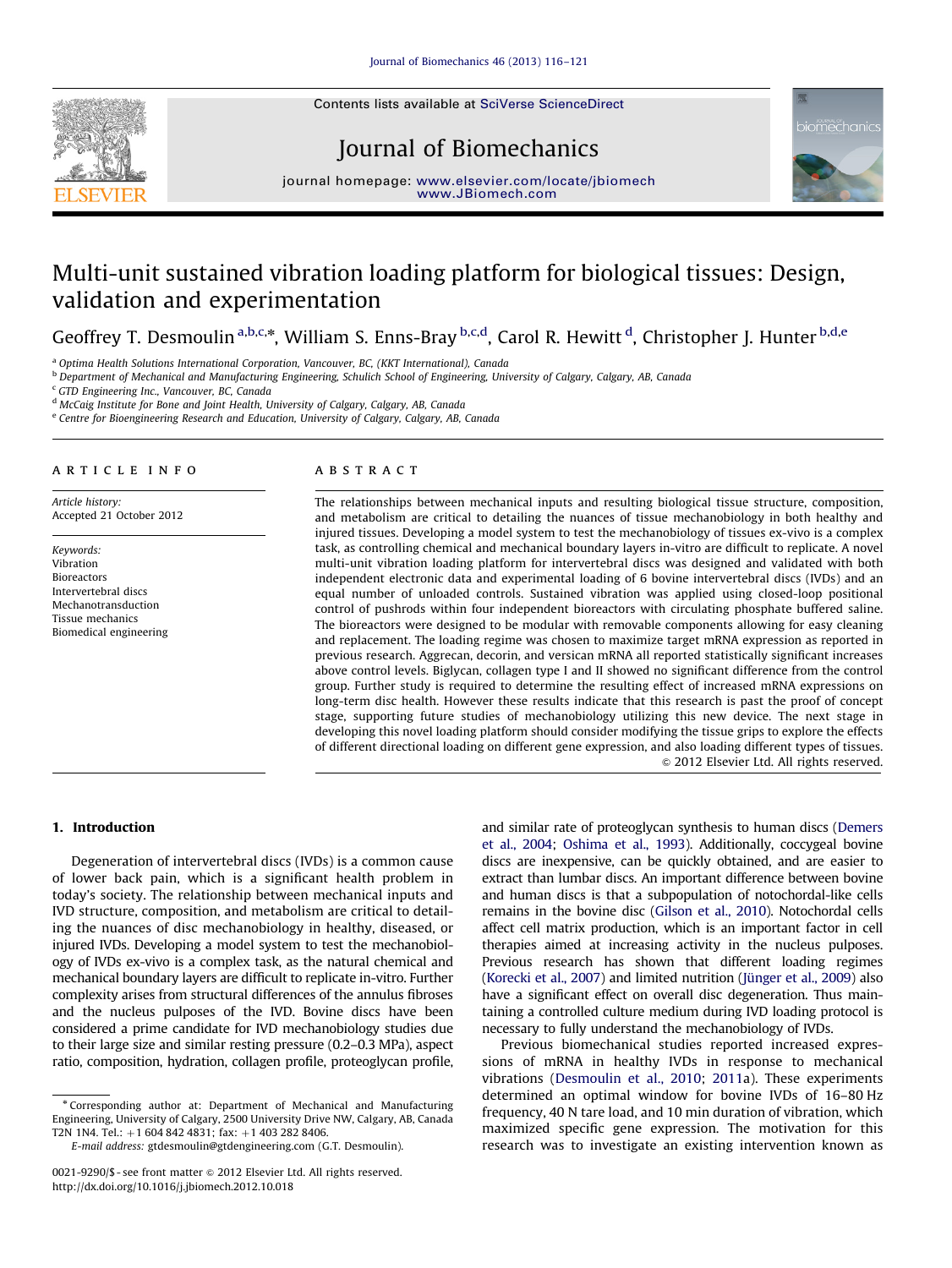# Multi-unit sustained vibration loading platform for biological tissues: Design, validation and experimentation

Geoffrey T. Desmoulin [a,b,c,*], William S. Enns-Bray [b,c,d], Carol R. Hewitt [d], Christopher J. Hunter [b,d,e]

[a] Optima Health Solutions International Corporation, Vancouver, BC, (KKT International), Canada
[b] Department of Mechanical and Manufacturing Engineering, Schulich School of Engineering, University of Calgary, Calgary, AB, Canada
[c] GTD Engineering Inc., Vancouver, BC, Canada
[d] McCaig Institute for Bone and Joint Health, University of Calgary, Calgary, AB, Canada
[e] Centre for Bioengineering Research and Education, University of Calgary, Calgary, AB, Canada

## ARTICLE INFO

*Article history:*
Accepted 21 October 2012

*Keywords:*
Vibration
Bioreactors
Intervertebral discs
Mechanotransduction
Tissue mechanics
Biomedical engineering

## ABSTRACT

The relationships between mechanical inputs and resulting biological tissue structure, composition, and metabolism are critical to detailing the nuances of tissue mechanobiology in both healthy and injured tissues. Developing a model system to test the mechanobiology of tissues ex-vivo is a complex task, as controlling chemical and mechanical boundary layers in-vitro are difficult to replicate. A novel multi-unit vibration loading platform for intervertebral discs was designed and validated with both independent electronic data and experimental loading of 6 bovine intervertebral discs (IVDs) and an equal number of unloaded controls. Sustained vibration was applied using closed-loop positional control of pushrods within four independent bioreactors with circulating phosphate buffered saline. The bioreactors were designed to be modular with removable components allowing for easy cleaning and replacement. The loading regime was chosen to maximize target mRNA expression as reported in previous research. Aggrecan, decorin, and versican mRNA all reported statistically significant increases above control levels. Biglycan, collagen type I and II showed no significant difference from the control group. Further study is required to determine the resulting effect of increased mRNA expressions on long-term disc health. However these results indicate that this research is past the proof of concept stage, supporting future studies of mechanobiology utilizing this new device. The next stage in developing this novel loading platform should consider modifying the tissue grips to explore the effects of different directional loading on different gene expression, and also loading different types of tissues.

© 2012 Elsevier Ltd. All rights reserved.

## 1. Introduction

Degeneration of intervertebral discs (IVDs) is a common cause of lower back pain, which is a significant health problem in today's society. The relationship between mechanical inputs and IVD structure, composition, and metabolism are critical to detailing the nuances of disc mechanobiology in healthy, diseased, or injured IVDs. Developing a model system to test the mechanobiology of IVDs ex-vivo is a complex task, as the natural chemical and mechanical boundary layers are difficult to replicate in-vitro. Further complexity arises from structural differences of the annulus fibroses and the nucleus pulposes of the IVD. Bovine discs have been considered a prime candidate for IVD mechanobiology studies due to their large size and similar resting pressure (0.2–0.3 MPa), aspect ratio, composition, hydration, collagen profile, proteoglycan profile, and similar rate of proteoglycan synthesis to human discs (Demers et al., 2004; Oshima et al., 1993). Additionally, coccygeal bovine discs are inexpensive, can be quickly obtained, and are easier to extract than lumbar discs. An important difference between bovine and human discs is that a subpopulation of notochordal-like cells remains in the bovine disc (Gilson et al., 2010). Notochordal cells affect cell matrix production, which is an important factor in cell therapies aimed at increasing activity in the nucleus pulposes. Previous research has shown that different loading regimes (Korecki et al., 2007) and limited nutrition (Jünger et al., 2009) also have a significant effect on overall disc degeneration. Thus maintaining a controlled culture medium during IVD loading protocol is necessary to fully understand the mechanobiology of IVDs.

Previous biomechanical studies reported increased expressions of mRNA in healthy IVDs in response to mechanical vibrations (Desmoulin et al., 2010; 2011a). These experiments determined an optimal window for bovine IVDs of 16–80 Hz frequency, 40 N tare load, and 10 min duration of vibration, which maximized specific gene expression. The motivation for this research was to investigate an existing intervention known as

---

* Corresponding author at: Department of Mechanical and Manufacturing Engineering, University of Calgary, 2500 University Drive NW, Calgary, AB, Canada T2N 1N4. Tel.: +1 604 842 4831; fax: +1 403 282 8406.
E-mail address: gtdesmoulin@gtdengineering.com (G.T. Desmoulin).

0021-9290/$ - see front matter © 2012 Elsevier Ltd. All rights reserved.
http://dx.doi.org/10.1016/j.jbiomech.2012.10.018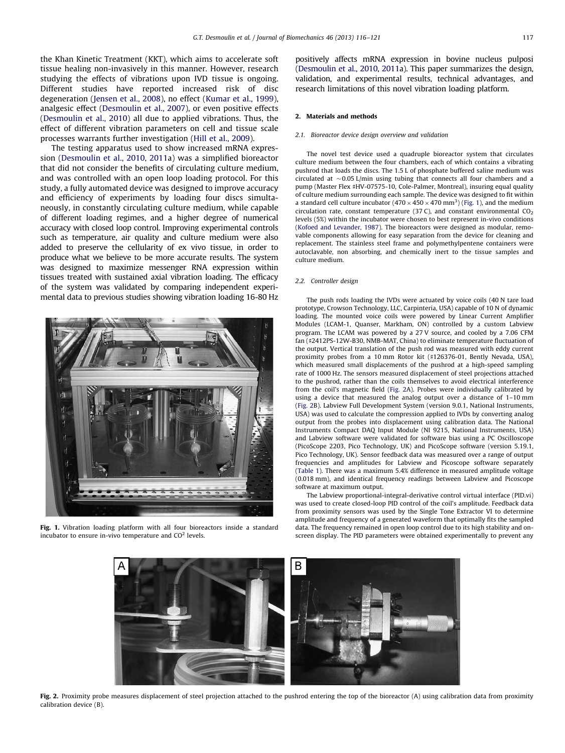the Khan Kinetic Treatment (KKT), which aims to accelerate soft tissue healing non-invasively in this manner. However, research studying the effects of vibrations upon IVD tissue is ongoing. Different studies have reported increased risk of disc degeneration (Jensen et al., 2008), no effect (Kumar et al., 1999), analgesic effect (Desmoulin et al., 2007), or even positive effects (Desmoulin et al., 2010) all due to applied vibrations. Thus, the effect of different vibration parameters on cell and tissue scale processes warrants further investigation (Hill et al., 2009).

The testing apparatus used to show increased mRNA expression (Desmoulin et al., 2010, 2011a) was a simplified bioreactor that did not consider the benefits of circulating culture medium, and was controlled with an open loop loading protocol. For this study, a fully automated device was designed to improve accuracy and efficiency of experiments by loading four discs simultaneously, in constantly circulating culture medium, while capable of different loading regimes, and a higher degree of numerical accuracy with closed loop control. Improving experimental controls such as temperature, air quality and culture medium were also added to preserve the cellularity of ex vivo tissue, in order to produce what we believe to be more accurate results. The system was designed to maximize messenger RNA expression within tissues treated with sustained axial vibration loading. The efficacy of the system was validated by comparing independent experimental data to previous studies showing vibration loading 16-80 Hz positively affects mRNA expression in bovine nucleus pulposi (Desmoulin et al., 2010, 2011a). This paper summarizes the design, validation, and experimental results, technical advantages, and research limitations of this novel vibration loading platform.

**Fig. 1.** Vibration loading platform with all four bioreactors inside a standard incubator to ensure in-vivo temperature and $CO^2$ levels.

## 2. Materials and methods

### 2.1. Bioreactor device design overview and validation

The novel test device used a quadruple bioreactor system that circulates culture medium between the four chambers, each of which contains a vibrating pushrod that loads the discs. The 1.5 L of phosphate buffered saline medium was circulated at ~0.05 L/min using tubing that connects all four chambers and a pump (Master Flex ♯HV-07575-10, Cole-Palmer, Montreal), insuring equal quality of culture medium surrounding each sample. The device was designed to fit within a standard cell culture incubator ($470 \times 450 \times 470$ mm$^3$) (Fig. 1), and the medium circulation rate, constant temperature (37 C), and constant environmental $CO_2$ levels (5%) within the incubator were chosen to best represent in-vivo conditions (Kofoed and Levander, 1987). The bioreactors were designed as modular, removable components allowing for easy separation from the device for cleaning and replacement. The stainless steel frame and polymethylpentene containers were autoclavable, non absorbing, and chemically inert to the tissue samples and culture medium.

### 2.2. Controller design

The push rods loading the IVDs were actuated by voice coils (40 N tare load prototype, Crowson Technology, LLC, Carpinteria, USA) capable of 10 N of dynamic loading. The mounted voice coils were powered by Linear Current Amplifier Modules (LCAM-1, Quanser, Markham, ON) controlled by a custom Labview program. The LCAM was powered by a 27 V source, and cooled by a 7.06 CFM fan (♯2412PS-12W-B30, NMB-MAT, China) to eliminate temperature fluctuation of the output. Vertical translation of the push rod was measured with eddy current proximity probes from a 10 mm Rotor kit (♯126376-01, Bently Nevada, USA), which measured small displacements of the pushrod at a high-speed sampling rate of 1000 Hz. The sensors measured displacement of steel projections attached to the pushrod, rather than the coils themselves to avoid electrical interference from the coil's magnetic field (Fig. 2A). Probes were individually calibrated by using a device that measured the analog output over a distance of 1–10 mm (Fig. 2B). Labview Full Development System (version 9.0.1, National Instruments, USA) was used to calculate the compression applied to IVDs by converting analog output from the probes into displacement using calibration data. The National Instruments Compact DAQ Input Module (NI 9215, National Instruments, USA) and Labview software were validated for software bias using a PC Oscilloscope (PicoScope 2203, Pico Technology, UK) and PicoScope software (version 5.19.1, Pico Technology, UK). Sensor feedback data was measured over a range of output frequencies and amplitudes for Labview and Picoscope software separately (Table 1). There was a maximum 5.4% difference in measured amplitude voltage (0.018 mm), and identical frequency readings between Labview and Picoscope software at maximum output.

The Labview proportional-integral-derivative control virtual interface (PID.vi) was used to create closed-loop PID control of the coil's amplitude. Feedback data from proximity sensors was used by the Single Tone Extractor VI to determine amplitude and frequency of a generated waveform that optimally fits the sampled data. The frequency remained in open loop control due to its high stability and on-screen display. The PID parameters were obtained experimentally to prevent any

**Fig. 2.** Proximity probe measures displacement of steel projection attached to the pushrod entering the top of the bioreactor (A) using calibration data from proximity calibration device (B).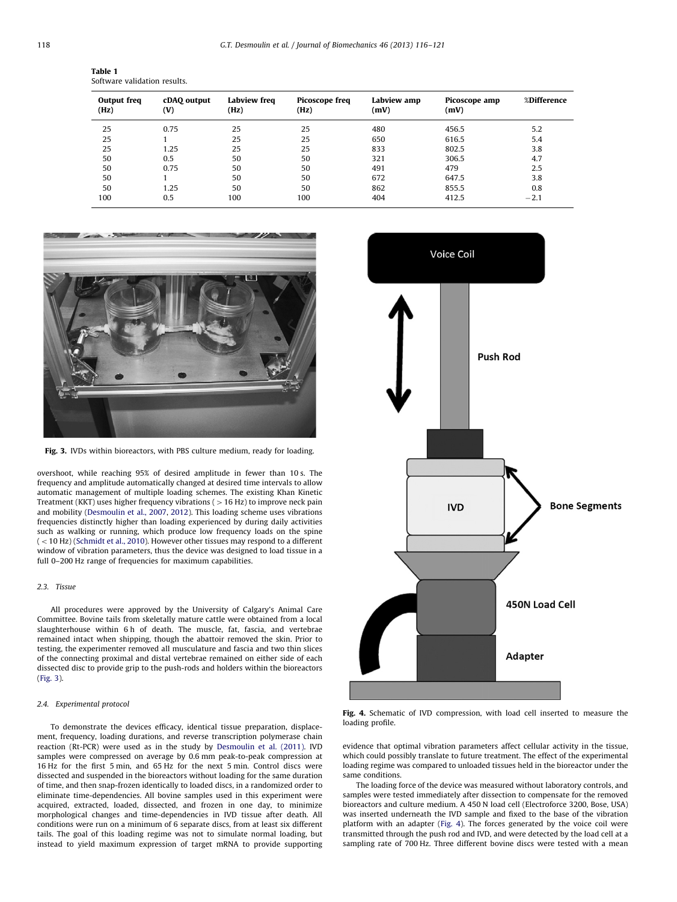**Table 1**
Software validation results.

| Output freq (Hz) | cDAQ output (V) | Labview freq (Hz) | Picoscope freq (Hz) | Labview amp (mV) | Picoscope amp (mV) | %Difference |
|---|---|---|---|---|---|---|
| 25 | 0.75 | 25 | 25 | 480 | 456.5 | 5.2 |
| 25 | 1 | 25 | 25 | 650 | 616.5 | 5.4 |
| 25 | 1.25 | 25 | 25 | 833 | 802.5 | 3.8 |
| 50 | 0.5 | 50 | 50 | 321 | 306.5 | 4.7 |
| 50 | 0.75 | 50 | 50 | 491 | 479 | 2.5 |
| 50 | 1 | 50 | 50 | 672 | 647.5 | 3.8 |
| 50 | 1.25 | 50 | 50 | 862 | 855.5 | 0.8 |
| 100 | 0.5 | 100 | 100 | 404 | 412.5 | −2.1 |

**Fig. 3.** IVDs within bioreactors, with PBS culture medium, ready for loading.

overshoot, while reaching 95% of desired amplitude in fewer than 10 s. The frequency and amplitude automatically changed at desired time intervals to allow automatic management of multiple loading schemes. The existing Khan Kinetic Treatment (KKT) uses higher frequency vibrations ( > 16 Hz) to improve neck pain and mobility (Desmoulin et al., 2007, 2012). This loading scheme uses vibrations frequencies distinctly higher than loading experienced by during daily activities such as walking or running, which produce low frequency loads on the spine ( < 10 Hz) (Schmidt et al., 2010). However other tissues may respond to a different window of vibration parameters, thus the device was designed to load tissue in a full 0–200 Hz range of frequencies for maximum capabilities.

### 2.3. Tissue

All procedures were approved by the University of Calgary's Animal Care Committee. Bovine tails from skeletally mature cattle were obtained from a local slaughterhouse within 6 h of death. The muscle, fat, fascia, and vertebrae remained intact when shipping, though the abattoir removed the skin. Prior to testing, the experimenter removed all musculature and fascia and two thin slices of the connecting proximal and distal vertebrae remained on either side of each dissected disc to provide grip to the push-rods and holders within the bioreactors (Fig. 3).

### 2.4. Experimental protocol

To demonstrate the devices efficacy, identical tissue preparation, displacement, frequency, loading durations, and reverse transcription polymerase chain reaction (Rt-PCR) were used as in the study by Desmoulin et al. (2011). IVD samples were compressed on average by 0.6 mm peak-to-peak compression at 16 Hz for the first 5 min, and 65 Hz for the next 5 min. Control discs were dissected and suspended in the bioreactors without loading for the same duration of time, and then snap-frozen identically to loaded discs, in a randomized order to eliminate time-dependencies. All bovine samples used in this experiment were acquired, extracted, loaded, dissected, and frozen in one day, to minimize morphological changes and time-dependencies in IVD tissue after death. All conditions were run on a minimum of 6 separate discs, from at least six different tails. The goal of this loading regime was not to simulate normal loading, but instead to yield maximum expression of target mRNA to provide supporting evidence that optimal vibration parameters affect cellular activity in the tissue, which could possibly translate to future treatment. The effect of the experimental loading regime was compared to unloaded tissues held in the bioreactor under the same conditions.

**Fig. 4.** Schematic of IVD compression, with load cell inserted to measure the loading profile.

The loading force of the device was measured without laboratory controls, and samples were tested immediately after dissection to compensate for the removed bioreactors and culture medium. A 450 N load cell (Electroforce 3200, Bose, USA) was inserted underneath the IVD sample and fixed to the base of the vibration platform with an adapter (Fig. 4). The forces generated by the voice coil were transmitted through the push rod and IVD, and were detected by the load cell at a sampling rate of 700 Hz. Three different bovine discs were tested with a mean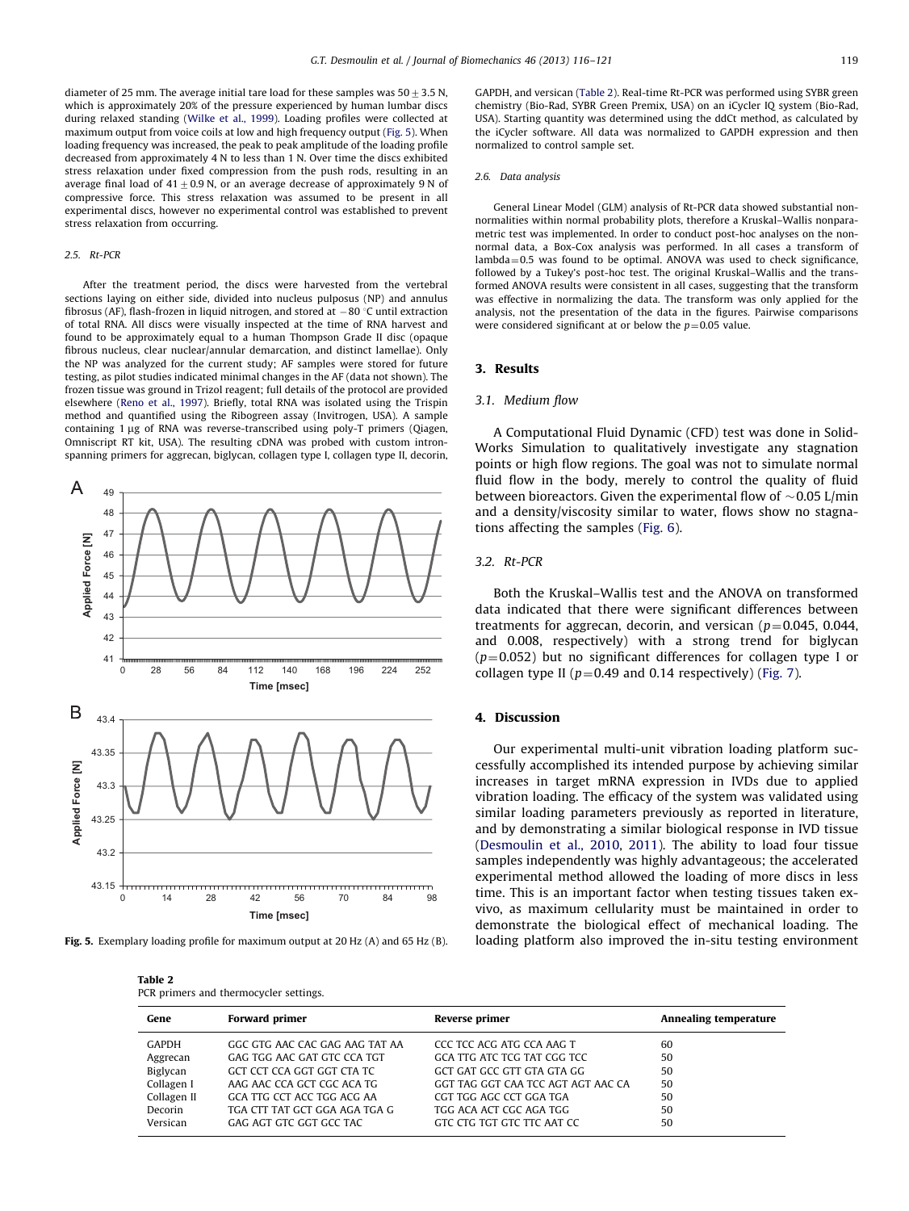diameter of 25 mm. The average initial tare load for these samples was $50 \pm 3.5$ N, which is approximately 20% of the pressure experienced by human lumbar discs during relaxed standing (Wilke et al., 1999). Loading profiles were collected at maximum output from voice coils at low and high frequency output (Fig. 5). When loading frequency was increased, the peak to peak amplitude of the loading profile decreased from approximately 4 N to less than 1 N. Over time the discs exhibited stress relaxation under fixed compression from the push rods, resulting in an average final load of $41 \pm 0.9$ N, or an average decrease of approximately 9 N of compressive force. This stress relaxation was assumed to be present in all experimental discs, however no experimental control was established to prevent stress relaxation from occurring.

### 2.5. Rt-PCR

After the treatment period, the discs were harvested from the vertebral sections laying on either side, divided into nucleus pulposus (NP) and annulus fibrosus (AF), flash-frozen in liquid nitrogen, and stored at $-80\,^{\circ}$C until extraction of total RNA. All discs were visually inspected at the time of RNA harvest and found to be approximately equal to a human Thompson Grade II disc (opaque fibrous nucleus, clear nuclear/annular demarcation, and distinct lamellae). Only the NP was analyzed for the current study; AF samples were stored for future testing, as pilot studies indicated minimal changes in the AF (data not shown). The frozen tissue was ground in Trizol reagent; full details of the protocol are provided elsewhere (Reno et al., 1997). Briefly, total RNA was isolated using the Trispin method and quantified using the Ribogreen assay (Invitrogen, USA). A sample containing 1 μg of RNA was reverse-transcribed using poly-T primers (Qiagen, Omniscript RT kit, USA). The resulting cDNA was probed with custom intron-spanning primers for aggrecan, biglycan, collagen type I, collagen type II, decorin, GAPDH, and versican (Table 2). Real-time Rt-PCR was performed using SYBR green chemistry (Bio-Rad, SYBR Green Premix, USA) on an iCycler IQ system (Bio-Rad, USA). Starting quantity was determined using the ddCt method, as calculated by the iCycler software. All data was normalized to GAPDH expression and then normalized to control sample set.

Fig. 5. Exemplary loading profile for maximum output at 20 Hz (A) and 65 Hz (B).

**Table 2**
PCR primers and thermocycler settings.

| Gene | Forward primer | Reverse primer | Annealing temperature |
|---|---|---|---|
| GAPDH | GGC GTG AAC CAC GAG AAG TAT AA | CCC TCC ACG ATG CCA AAG T | 60 |
| Aggrecan | GAG TGG AAC GAT GTC CCA TGT | GCA TTG ATC TCG TAT CGG TCC | 50 |
| Biglycan | GCT CCT CCA GGT GGT CTA TC | GCT GAT GCC GTT GTA GTA GG | 50 |
| Collagen I | AAG AAC CCA GCT CGC ACA TG | GGT TAG GGT CAA TCC AGT AGT AAC CA | 50 |
| Collagen II | GCA TTG CCT ACC TGG ACG AA | CGT TGG AGC CCT GGA TGA | 50 |
| Decorin | TGA CTT TAT GCT GGA AGA TGA G | TGG ACA ACT CGC AGA TGG | 50 |
| Versican | GAG AGT GTC GGT GCC TAC | GTC CTG TGT GTC TTC AAT CC | 50 |

### 2.6. Data analysis

General Linear Model (GLM) analysis of Rt-PCR data showed substantial non-normalities within normal probability plots, therefore a Kruskal–Wallis nonparametric test was implemented. In order to conduct post-hoc analyses on the non-normal data, a Box-Cox analysis was performed. In all cases a transform of lambda$=$0.5 was found to be optimal. ANOVA was used to check significance, followed by a Tukey's post-hoc test. The original Kruskal–Wallis and the transformed ANOVA results were consistent in all cases, suggesting that the transform was effective in normalizing the data. The transform was only applied for the analysis, not the presentation of the data in the figures. Pairwise comparisons were considered significant at or below the $p=0.05$ value.

## 3. Results

### 3.1. Medium flow

A Computational Fluid Dynamic (CFD) test was done in SolidWorks Simulation to qualitatively investigate any stagnation points or high flow regions. The goal was not to simulate normal fluid flow in the body, merely to control the quality of fluid between bioreactors. Given the experimental flow of $\sim$0.05 L/min and a density/viscosity similar to water, flows show no stagnations affecting the samples (Fig. 6).

### 3.2. Rt-PCR

Both the Kruskal–Wallis test and the ANOVA on transformed data indicated that there were significant differences between treatments for aggrecan, decorin, and versican ($p=0.045$, 0.044, and 0.008, respectively) with a strong trend for biglycan ($p=0.052$) but no significant differences for collagen type I or collagen type II ($p=0.49$ and 0.14 respectively) (Fig. 7).

## 4. Discussion

Our experimental multi-unit vibration loading platform successfully accomplished its intended purpose by achieving similar increases in target mRNA expression in IVDs due to applied vibration loading. The efficacy of the system was validated using similar loading parameters previously as reported in literature, and by demonstrating a similar biological response in IVD tissue (Desmoulin et al., 2010, 2011). The ability to load four tissue samples independently was highly advantageous; the accelerated experimental method allowed the loading of more discs in less time. This is an important factor when testing tissues taken ex-vivo, as maximum cellularity must be maintained in order to demonstrate the biological effect of mechanical loading. The loading platform also improved the in-situ testing environment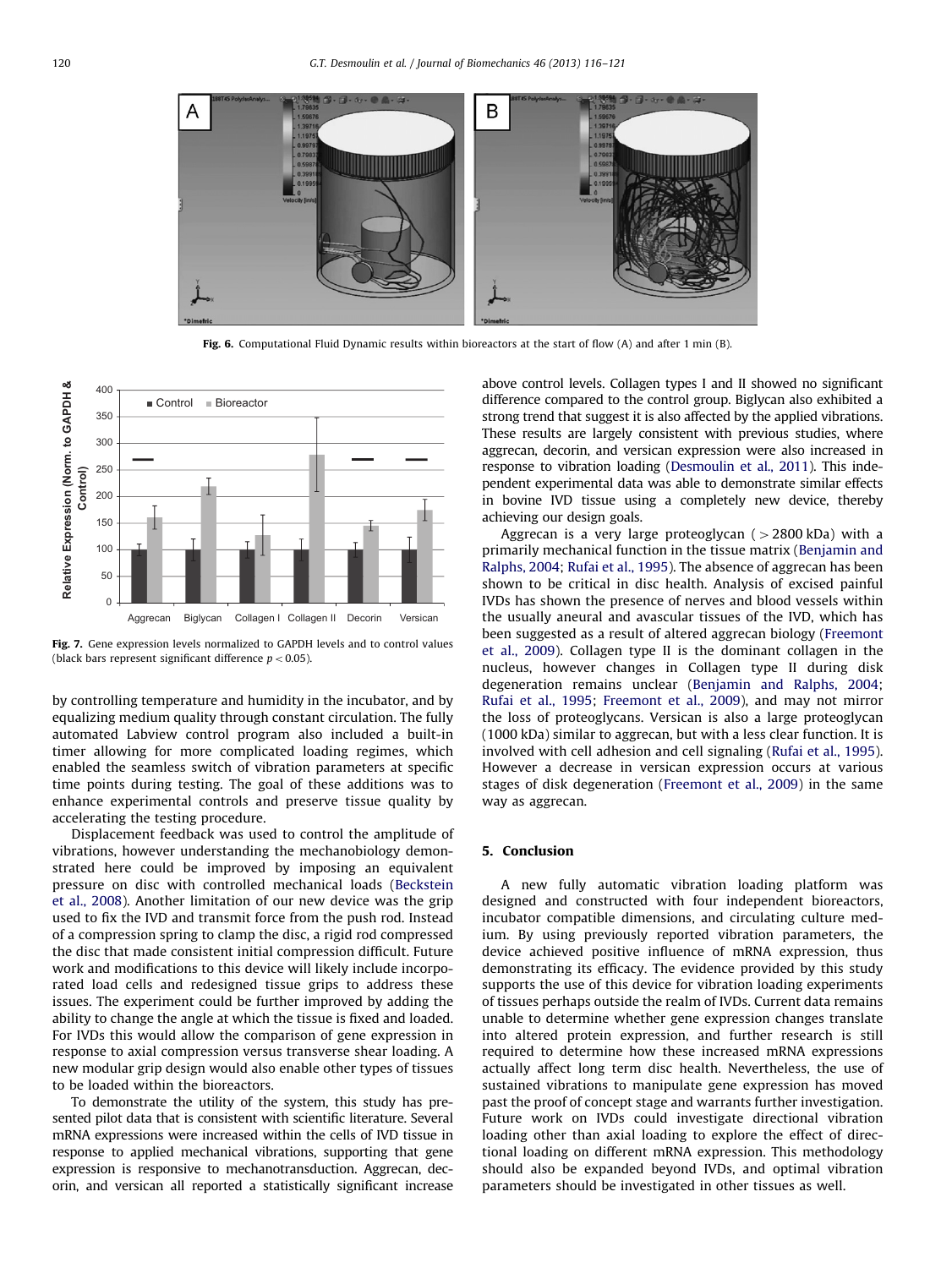Fig. 6. Computational Fluid Dynamic results within bioreactors at the start of flow (A) and after 1 min (B).

Fig. 7. Gene expression levels normalized to GAPDH levels and to control values (black bars represent significant difference $p < 0.05$).

by controlling temperature and humidity in the incubator, and by equalizing medium quality through constant circulation. The fully automated Labview control program also included a built-in timer allowing for more complicated loading regimes, which enabled the seamless switch of vibration parameters at specific time points during testing. The goal of these additions was to enhance experimental controls and preserve tissue quality by accelerating the testing procedure.

Displacement feedback was used to control the amplitude of vibrations, however understanding the mechanobiology demonstrated here could be improved by imposing an equivalent pressure on disc with controlled mechanical loads (Beckstein et al., 2008). Another limitation of our new device was the grip used to fix the IVD and transmit force from the push rod. Instead of a compression spring to clamp the disc, a rigid rod compressed the disc that made consistent initial compression difficult. Future work and modifications to this device will likely include incorporated load cells and redesigned tissue grips to address these issues. The experiment could be further improved by adding the ability to change the angle at which the tissue is fixed and loaded. For IVDs this would allow the comparison of gene expression in response to axial compression versus transverse shear loading. A new modular grip design would also enable other types of tissues to be loaded within the bioreactors.

To demonstrate the utility of the system, this study has presented pilot data that is consistent with scientific literature. Several mRNA expressions were increased within the cells of IVD tissue in response to applied mechanical vibrations, supporting that gene expression is responsive to mechanotransduction. Aggrecan, decorin, and versican all reported a statistically significant increase above control levels. Collagen types I and II showed no significant difference compared to the control group. Biglycan also exhibited a strong trend that suggest it is also affected by the applied vibrations. These results are largely consistent with previous studies, where aggrecan, decorin, and versican expression were also increased in response to vibration loading (Desmoulin et al., 2011). This independent experimental data was able to demonstrate similar effects in bovine IVD tissue using a completely new device, thereby achieving our design goals.

Aggrecan is a very large proteoglycan ($>2800$ kDa) with a primarily mechanical function in the tissue matrix (Benjamin and Ralphs, 2004; Rufai et al., 1995). The absence of aggrecan has been shown to be critical in disc health. Analysis of excised painful IVDs has shown the presence of nerves and blood vessels within the usually aneural and avascular tissues of the IVD, which has been suggested as a result of altered aggrecan biology (Freemont et al., 2009). Collagen type II is the dominant collagen in the nucleus, however changes in Collagen type II during disk degeneration remains unclear (Benjamin and Ralphs, 2004; Rufai et al., 1995; Freemont et al., 2009), and may not mirror the loss of proteoglycans. Versican is also a large proteoglycan (1000 kDa) similar to aggrecan, but with a less clear function. It is involved with cell adhesion and cell signaling (Rufai et al., 1995). However a decrease in versican expression occurs at various stages of disk degeneration (Freemont et al., 2009) in the same way as aggrecan.

## 5. Conclusion

A new fully automatic vibration loading platform was designed and constructed with four independent bioreactors, incubator compatible dimensions, and circulating culture medium. By using previously reported vibration parameters, the device achieved positive influence of mRNA expression, thus demonstrating its efficacy. The evidence provided by this study supports the use of this device for vibration loading experiments of tissues perhaps outside the realm of IVDs. Current data remains unable to determine whether gene expression changes translate into altered protein expression, and further research is still required to determine how these increased mRNA expressions actually affect long term disc health. Nevertheless, the use of sustained vibrations to manipulate gene expression has moved past the proof of concept stage and warrants further investigation. Future work on IVDs could investigate directional vibration loading other than axial loading to explore the effect of directional loading on different mRNA expression. This methodology should also be expanded beyond IVDs, and optimal vibration parameters should be investigated in other tissues as well.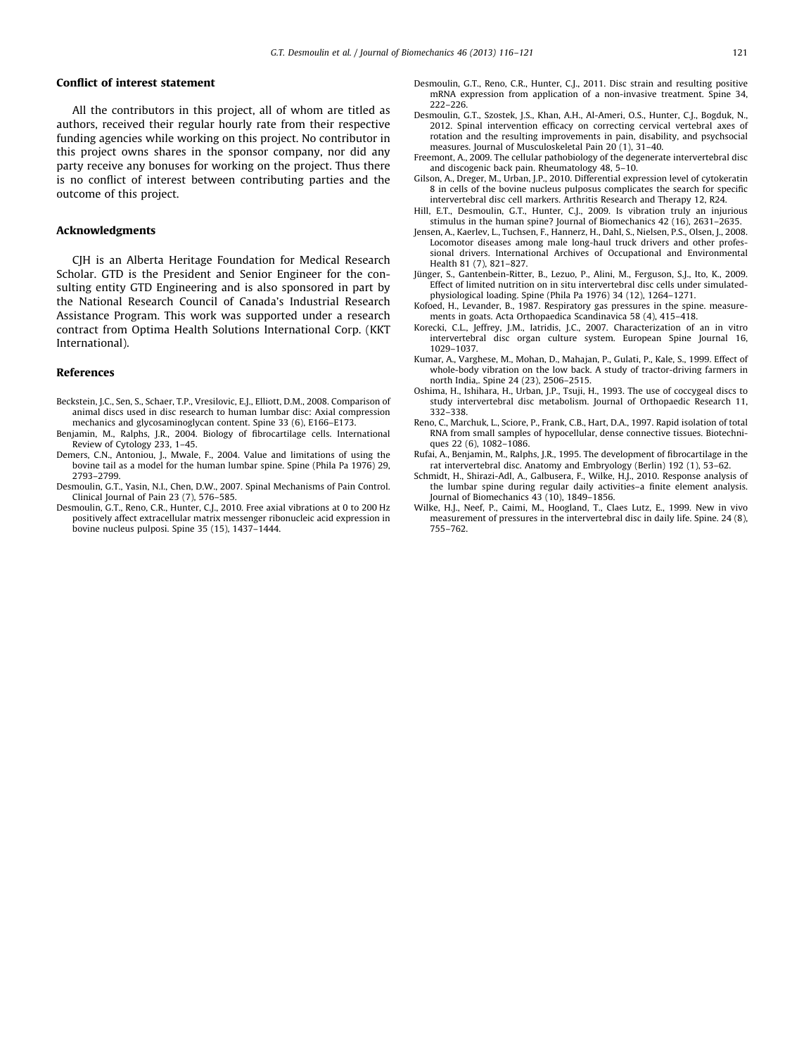## Conflict of interest statement

All the contributors in this project, all of whom are titled as authors, received their regular hourly rate from their respective funding agencies while working on this project. No contributor in this project owns shares in the sponsor company, nor did any party receive any bonuses for working on the project. Thus there is no conflict of interest between contributing parties and the outcome of this project.

## Acknowledgments

CJH is an Alberta Heritage Foundation for Medical Research Scholar. GTD is the President and Senior Engineer for the consulting entity GTD Engineering and is also sponsored in part by the National Research Council of Canada's Industrial Research Assistance Program. This work was supported under a research contract from Optima Health Solutions International Corp. (KKT International).

## References

Beckstein, J.C., Sen, S., Schaer, T.P., Vresilovic, E.J., Elliott, D.M., 2008. Comparison of animal discs used in disc research to human lumbar disc: Axial compression mechanics and glycosaminoglycan content. Spine 33 (6), E166–E173.

Benjamin, M., Ralphs, J.R., 2004. Biology of fibrocartilage cells. International Review of Cytology 233, 1–45.

Demers, C.N., Antoniou, J., Mwale, F., 2004. Value and limitations of using the bovine tail as a model for the human lumbar spine. Spine (Phila Pa 1976) 29, 2793–2799.

Desmoulin, G.T., Yasin, N.I., Chen, D.W., 2007. Spinal Mechanisms of Pain Control. Clinical Journal of Pain 23 (7), 576–585.

Desmoulin, G.T., Reno, C.R., Hunter, C.J., 2010. Free axial vibrations at 0 to 200 Hz positively affect extracellular matrix messenger ribonucleic acid expression in bovine nucleus pulposi. Spine 35 (15), 1437–1444.

Desmoulin, G.T., Reno, C.R., Hunter, C.J., 2011. Disc strain and resulting positive mRNA expression from application of a non-invasive treatment. Spine 34, 222–226.

Desmoulin, G.T., Szostek, J.S., Khan, A.H., Al-Ameri, O.S., Hunter, C.J., Bogduk, N., 2012. Spinal intervention efficacy on correcting cervical vertebral axes of rotation and the resulting improvements in pain, disability, and psychsocial measures. Journal of Musculoskeletal Pain 20 (1), 31–40.

Freemont, A., 2009. The cellular pathobiology of the degenerate intervertebral disc and discogenic back pain. Rheumatology 48, 5–10.

Gilson, A., Dreger, M., Urban, J.P., 2010. Differential expression level of cytokeratin 8 in cells of the bovine nucleus pulposus complicates the search for specific intervertebral disc cell markers. Arthritis Research and Therapy 12, R24.

Hill, E.T., Desmoulin, G.T., Hunter, C.J., 2009. Is vibration truly an injurious stimulus in the human spine? Journal of Biomechanics 42 (16), 2631–2635.

Jensen, A., Kaerlev, L., Tuchsen, F., Hannerz, H., Dahl, S., Nielsen, P.S., Olsen, J., 2008. Locomotor diseases among male long-haul truck drivers and other professional drivers. International Archives of Occupational and Environmental Health 81 (7), 821–827.

Jünger, S., Gantenbein-Ritter, B., Lezuo, P., Alini, M., Ferguson, S.J., Ito, K., 2009. Effect of limited nutrition on in situ intervertebral disc cells under simulated-physiological loading. Spine (Phila Pa 1976) 34 (12), 1264–1271.

Kofoed, H., Levander, B., 1987. Respiratory gas pressures in the spine. measurements in goats. Acta Orthopaedica Scandinavica 58 (4), 415–418.

Korecki, C.L., Jeffrey, J.M., Iatridis, J.C., 2007. Characterization of an in vitro intervertebral disc organ culture system. European Spine Journal 16, 1029–1037.

Kumar, A., Varghese, M., Mohan, D., Mahajan, P., Gulati, P., Kale, S., 1999. Effect of whole-body vibration on the low back. A study of tractor-driving farmers in north India,. Spine 24 (23), 2506–2515.

Oshima, H., Ishihara, H., Urban, J.P., Tsuji, H., 1993. The use of coccygeal discs to study intervertebral disc metabolism. Journal of Orthopaedic Research 11, 332–338.

Reno, C., Marchuk, L., Sciore, P., Frank, C.B., Hart, D.A., 1997. Rapid isolation of total RNA from small samples of hypocellular, dense connective tissues. Biotechniques 22 (6), 1082–1086.

Rufai, A., Benjamin, M., Ralphs, J.R., 1995. The development of fibrocartilage in the rat intervertebral disc. Anatomy and Embryology (Berlin) 192 (1), 53–62.

Schmidt, H., Shirazi-Adl, A., Galbusera, F., Wilke, H.J., 2010. Response analysis of the lumbar spine during regular daily activities–a finite element analysis. Journal of Biomechanics 43 (10), 1849–1856.

Wilke, H.J., Neef, P., Caimi, M., Hoogland, T., Claes Lutz, E., 1999. New in vivo measurement of pressures in the intervertebral disc in daily life. Spine. 24 (8), 755–762.